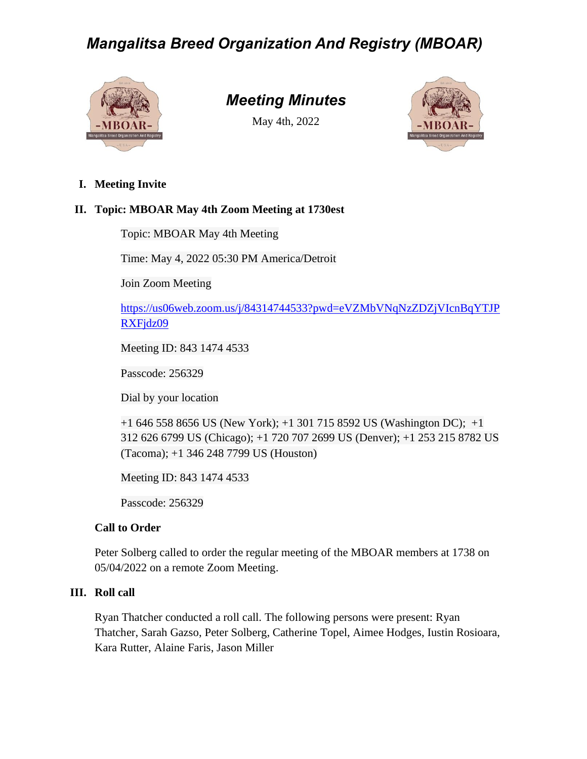# *Mangalitsa Breed Organization And Registry (MBOAR)*

## *Meeting Minutes*

May 4th, 2022

**I. Meeting Invite**

**II. Topic: MBOAR May 4th Zoom Meeting at 1730est**

Topic: MBOAR May 4th Meeting

Time: May 4, 2022 05:30 PM America/Detroit

Join Zoom Meeting

https://us06web.zoom.us/j/84314744533?pwd=eVZMbVNqNzZDZjVIcnBqYTJPRXFjdz09

Meeting ID: 843 1474 4533

Passcode: 256329

Dial by your location

+1 646 558 8656 US (New York); +1 301 715 8592 US (Washington DC); +1 312 626 6799 US (Chicago); +1 720 707 2699 US (Denver); +1 253 215 8782 US (Tacoma); +1 346 248 7799 US (Houston)

Meeting ID: 843 1474 4533

Passcode: 256329

**Call to Order**

Peter Solberg called to order the regular meeting of the MBOAR members at 1738 on 05/04/2022 on a remote Zoom Meeting.

**III. Roll call**

Ryan Thatcher conducted a roll call. The following persons were present: Ryan Thatcher, Sarah Gazso, Peter Solberg, Catherine Topel, Aimee Hodges, Iustin Rosioara, Kara Rutter, Alaine Faris, Jason Miller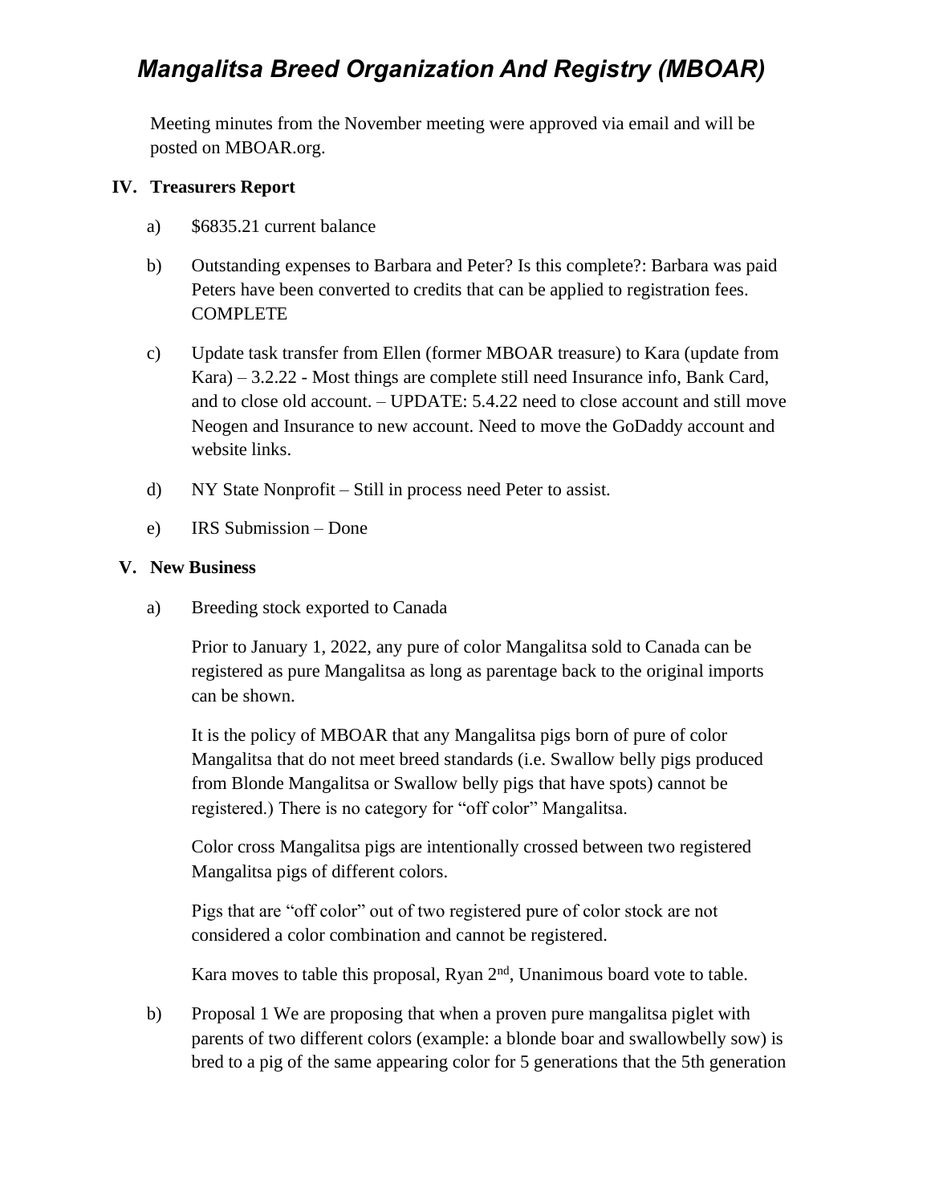# *Mangalitsa Breed Organization And Registry (MBOAR)*

Meeting minutes from the November meeting were approved via email and will be posted on MBOAR.org.

## IV. Treasurers Report

a) $6835.21 current balance

b) Outstanding expenses to Barbara and Peter? Is this complete?: Barbara was paid Peters have been converted to credits that can be applied to registration fees. COMPLETE

c) Update task transfer from Ellen (former MBOAR treasure) to Kara (update from Kara) – 3.2.22 - Most things are complete still need Insurance info, Bank Card, and to close old account. – UPDATE: 5.4.22 need to close account and still move Neogen and Insurance to new account. Need to move the GoDaddy account and website links.

d) NY State Nonprofit – Still in process need Peter to assist.

e) IRS Submission – Done

## V. New Business

a) Breeding stock exported to Canada

Prior to January 1, 2022, any pure of color Mangalitsa sold to Canada can be registered as pure Mangalitsa as long as parentage back to the original imports can be shown.

It is the policy of MBOAR that any Mangalitsa pigs born of pure of color Mangalitsa that do not meet breed standards (i.e. Swallow belly pigs produced from Blonde Mangalitsa or Swallow belly pigs that have spots) cannot be registered.) There is no category for "off color" Mangalitsa.

Color cross Mangalitsa pigs are intentionally crossed between two registered Mangalitsa pigs of different colors.

Pigs that are "off color" out of two registered pure of color stock are not considered a color combination and cannot be registered.

Kara moves to table this proposal, Ryan 2nd, Unanimous board vote to table.

b) Proposal 1 We are proposing that when a proven pure mangalitsa piglet with parents of two different colors (example: a blonde boar and swallowbelly sow) is bred to a pig of the same appearing color for 5 generations that the 5th generation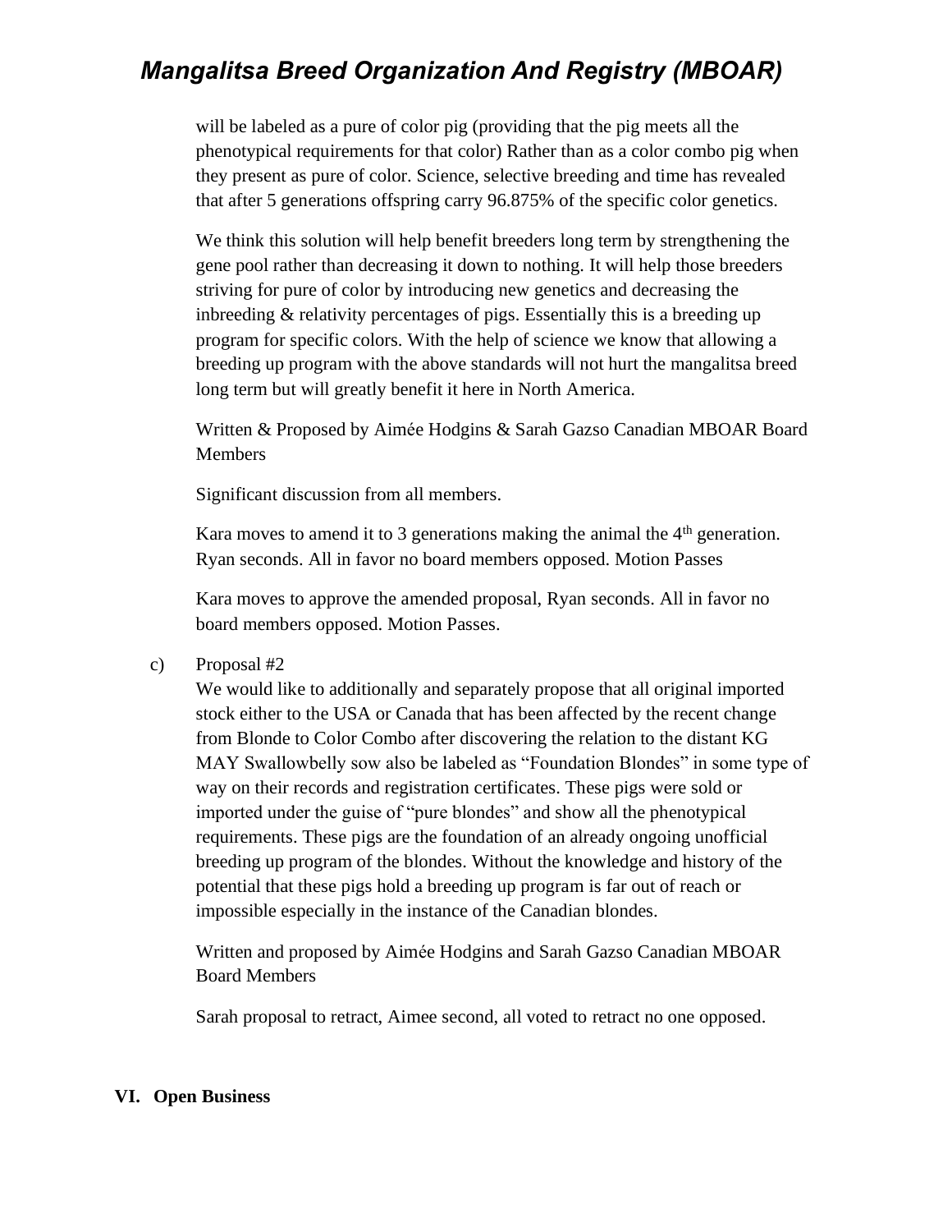will be labeled as a pure of color pig (providing that the pig meets all the phenotypical requirements for that color) Rather than as a color combo pig when they present as pure of color. Science, selective breeding and time has revealed that after 5 generations offspring carry 96.875% of the specific color genetics.

We think this solution will help benefit breeders long term by strengthening the gene pool rather than decreasing it down to nothing. It will help those breeders striving for pure of color by introducing new genetics and decreasing the inbreeding & relativity percentages of pigs. Essentially this is a breeding up program for specific colors. With the help of science we know that allowing a breeding up program with the above standards will not hurt the mangalitsa breed long term but will greatly benefit it here in North America.

Written & Proposed by Aimée Hodgins & Sarah Gazso Canadian MBOAR Board Members

Significant discussion from all members.

Kara moves to amend it to 3 generations making the animal the 4th generation. Ryan seconds. All in favor no board members opposed. Motion Passes

Kara moves to approve the amended proposal, Ryan seconds. All in favor no board members opposed. Motion Passes.

c) Proposal #2
We would like to additionally and separately propose that all original imported stock either to the USA or Canada that has been affected by the recent change from Blonde to Color Combo after discovering the relation to the distant KG MAY Swallowbelly sow also be labeled as "Foundation Blondes" in some type of way on their records and registration certificates. These pigs were sold or imported under the guise of "pure blondes" and show all the phenotypical requirements. These pigs are the foundation of an already ongoing unofficial breeding up program of the blondes. Without the knowledge and history of the potential that these pigs hold a breeding up program is far out of reach or impossible especially in the instance of the Canadian blondes.

Written and proposed by Aimée Hodgins and Sarah Gazso Canadian MBOAR Board Members

Sarah proposal to retract, Aimee second, all voted to retract no one opposed.

## VI. Open Business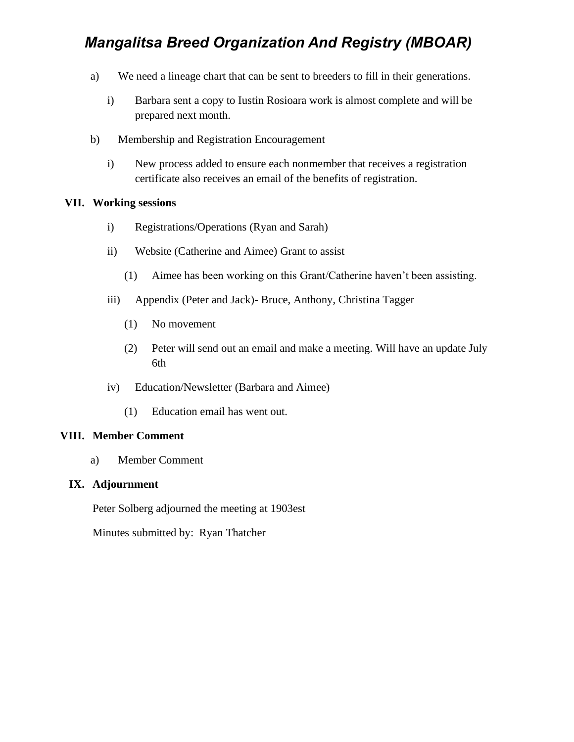# *Mangalitsa Breed Organization And Registry (MBOAR)*

a) We need a lineage chart that can be sent to breeders to fill in their generations.

   i) Barbara sent a copy to Iustin Rosioara work is almost complete and will be prepared next month.

b) Membership and Registration Encouragement

   i) New process added to ensure each nonmember that receives a registration certificate also receives an email of the benefits of registration.

## VII. Working sessions

i) Registrations/Operations (Ryan and Sarah)

ii) Website (Catherine and Aimee) Grant to assist

   (1) Aimee has been working on this Grant/Catherine haven't been assisting.

iii) Appendix (Peter and Jack)- Bruce, Anthony, Christina Tagger

   (1) No movement

   (2) Peter will send out an email and make a meeting. Will have an update July 6th

iv) Education/Newsletter (Barbara and Aimee)

   (1) Education email has went out.

## VIII. Member Comment

a) Member Comment

## IX. Adjournment

Peter Solberg adjourned the meeting at 1903est

Minutes submitted by: Ryan Thatcher